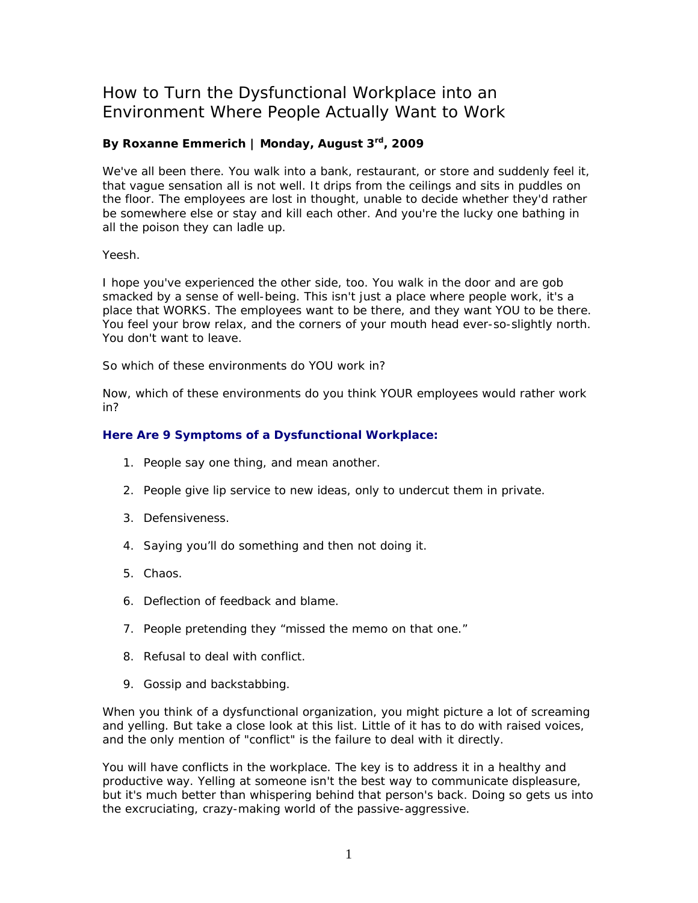# How to Turn the Dysfunctional Workplace into an Environment Where People Actually Want to Work

**By Roxanne Emmerich | Monday, August 3rd, 2009**

We've all been there. You walk into a bank, restaurant, or store and suddenly feel it, that vague sensation all is not well. It drips from the ceilings and sits in puddles on the floor. The employees are lost in thought, unable to decide whether they'd rather be somewhere else or stay and kill each other. And you're the lucky one bathing in all the poison they can ladle up.

Yeesh.

I hope you've experienced the other side, too. You walk in the door and are gob smacked by a sense of well-being. This isn't just a place where people work, it's a place that WORKS. The employees want to be there, and they want YOU to be there. You feel your brow relax, and the corners of your mouth head ever-so-slightly north. You don't want to leave.

So which of these environments do YOU work in?

Now, which of these environments do you think YOUR employees would rather work in?

### Here Are 9 Symptoms of a Dysfunctional Workplace:

1. People say one thing, and mean another.
2. People give lip service to new ideas, only to undercut them in private.
3. Defensiveness.
4. Saying you'll do something and then not doing it.
5. Chaos.
6. Deflection of feedback and blame.
7. People pretending they "missed the memo on that one."
8. Refusal to deal with conflict.
9. Gossip and backstabbing.

When you think of a dysfunctional organization, you might picture a lot of screaming and yelling. But take a close look at this list. Little of it has to do with raised voices, and the only mention of "conflict" is the failure to deal with it directly.

You will have conflicts in the workplace. The key is to address it in a healthy and productive way. Yelling at someone isn't the best way to communicate displeasure, but it's much better than whispering behind that person's back. Doing so gets us into the excruciating, crazy-making world of the passive-aggressive.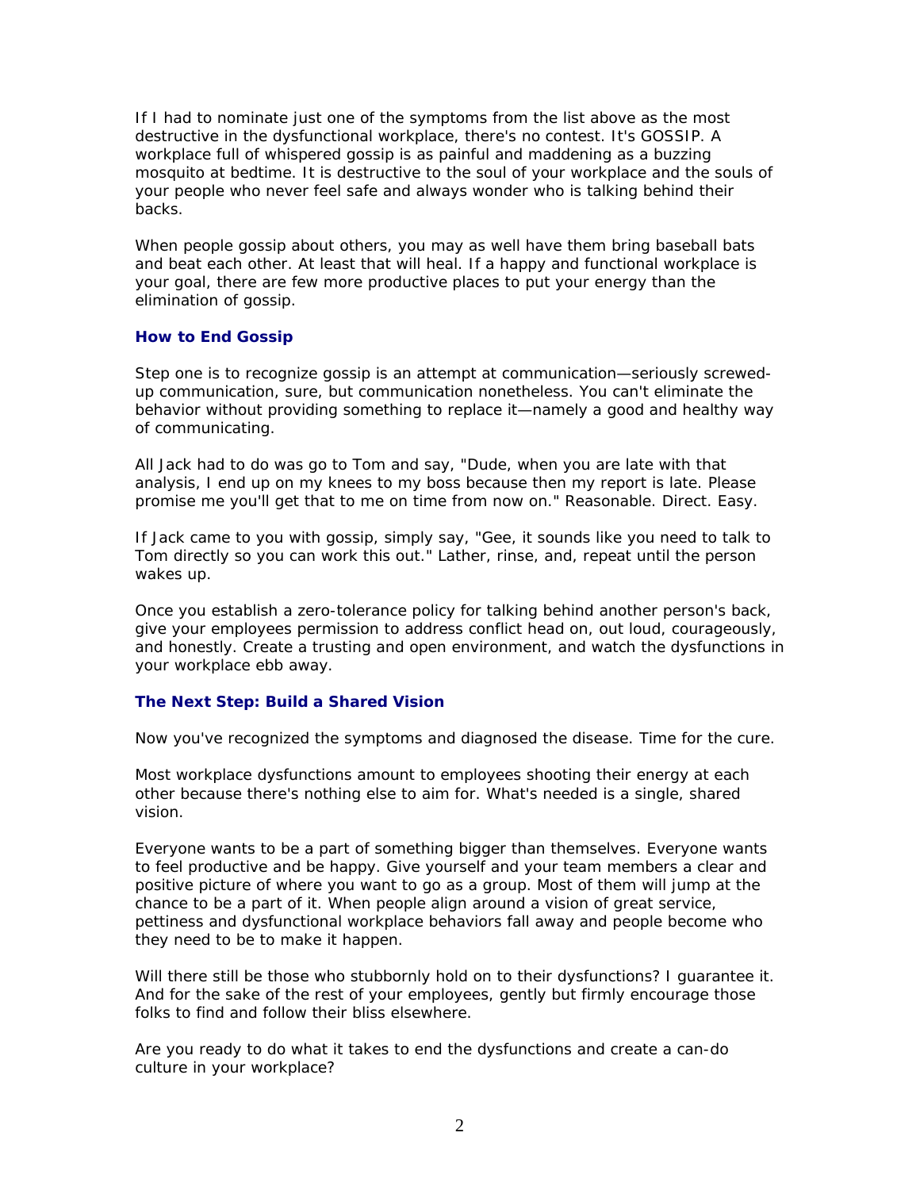If I had to nominate just one of the symptoms from the list above as the most destructive in the dysfunctional workplace, there's no contest. It's GOSSIP. A workplace full of whispered gossip is as painful and maddening as a buzzing mosquito at bedtime. It is destructive to the soul of your workplace and the souls of your people who never feel safe and always wonder who is talking behind their backs.

When people gossip about others, you may as well have them bring baseball bats and beat each other. At least that will heal. If a happy and functional workplace is your goal, there are few more productive places to put your energy than the elimination of gossip.

### How to End Gossip

Step one is to recognize gossip is an attempt at communication—seriously screwed-up communication, sure, but communication nonetheless. You can't eliminate the behavior without providing something to replace it—namely a good and healthy way of communicating.

All Jack had to do was go to Tom and say, "Dude, when you are late with that analysis, I end up on my knees to my boss because then my report is late. Please promise me you'll get that to me on time from now on." Reasonable. Direct. Easy.

If Jack came to you with gossip, simply say, "Gee, it sounds like you need to talk to Tom directly so you can work this out." Lather, rinse, and, repeat until the person wakes up.

Once you establish a zero-tolerance policy for talking behind another person's back, give your employees permission to address conflict head on, out loud, courageously, and honestly. Create a trusting and open environment, and watch the dysfunctions in your workplace ebb away.

### The Next Step: Build a Shared Vision

Now you've recognized the symptoms and diagnosed the disease. Time for the cure.

Most workplace dysfunctions amount to employees shooting their energy at each other because there's nothing else to aim for. What's needed is a single, shared vision.

Everyone wants to be a part of something bigger than themselves. Everyone wants to feel productive and be happy. Give yourself and your team members a clear and positive picture of where you want to go as a group. Most of them will jump at the chance to be a part of it. When people align around a vision of great service, pettiness and dysfunctional workplace behaviors fall away and people become who they need to be to make it happen.

Will there still be those who stubbornly hold on to their dysfunctions? I guarantee it. And for the sake of the rest of your employees, gently but firmly encourage those folks to find and follow their bliss elsewhere.

Are you ready to do what it takes to end the dysfunctions and create a can-do culture in your workplace?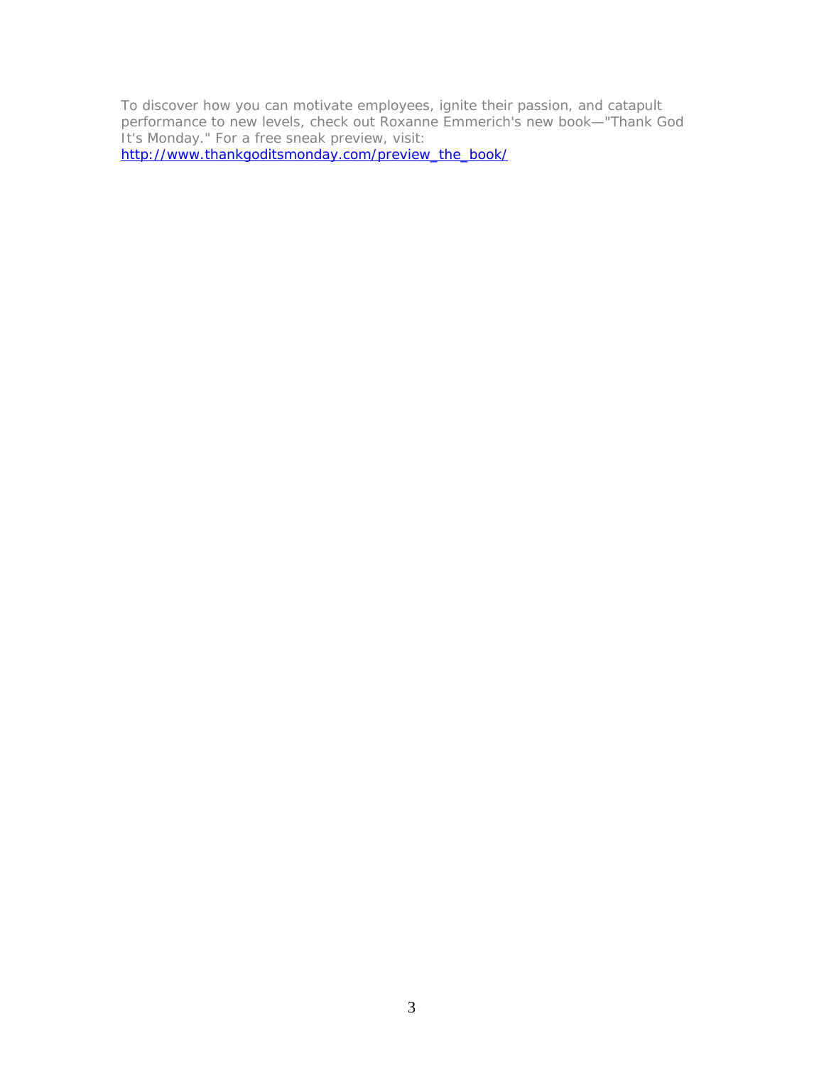To discover how you can motivate employees, ignite their passion, and catapult performance to new levels, check out Roxanne Emmerich's new book—"Thank God It's Monday." For a free sneak preview, visit: http://www.thankgoditsmonday.com/preview_the_book/